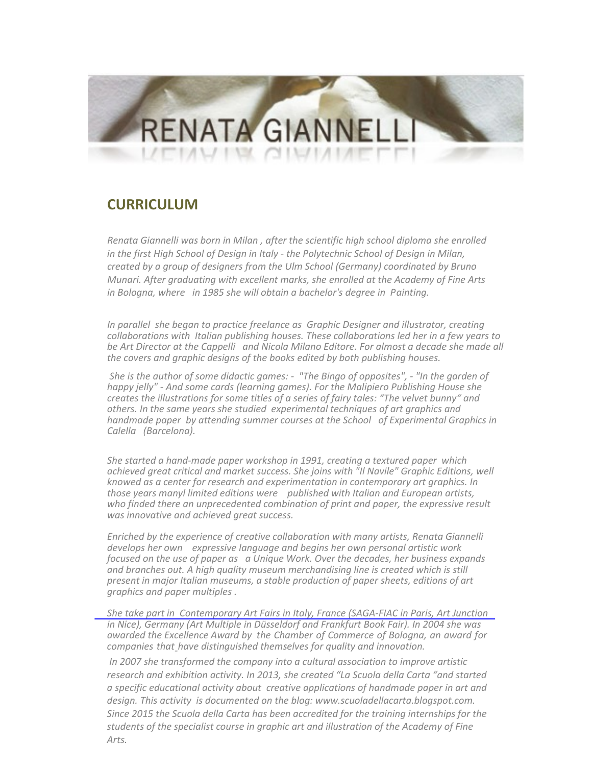# RENATA GIANNELLI

## CURRICULUM

*Renata Giannelli was born in Milan , after the scientific high school diploma she enrolled in the first High School of Design in Italy - the Polytechnic School of Design in Milan, created by a group of designers from the Ulm School (Germany) coordinated by Bruno Munari. After graduating with excellent marks, she enrolled at the Academy of Fine Arts in Bologna, where in 1985 she will obtain a bachelor's degree in Painting.*

*In parallel she began to practice freelance as Graphic Designer and illustrator, creating collaborations with Italian publishing houses. These collaborations led her in a few years to be Art Director at the Cappelli and Nicola Milano Editore. For almost a decade she made all the covers and graphic designs of the books edited by both publishing houses.*

*She is the author of some didactic games: - "The Bingo of opposites", - "In the garden of happy jelly" - And some cards (learning games). For the Malipiero Publishing House she creates the illustrations for some titles of a series of fairy tales: "The velvet bunny" and others. In the same years she studied experimental techniques of art graphics and handmade paper by attending summer courses at the School of Experimental Graphics in Calella (Barcelona).*

*She started a hand-made paper workshop in 1991, creating a textured paper which achieved great critical and market success. She joins with "Il Navile" Graphic Editions, well knowed as a center for research and experimentation in contemporary art graphics. In those years manyl limited editions were published with Italian and European artists, who finded there an unprecedented combination of print and paper, the expressive result was innovative and achieved great success.*

*Enriched by the experience of creative collaboration with many artists, Renata Giannelli develops her own expressive language and begins her own personal artistic work focused on the use of paper as a Unique Work. Over the decades, her business expands and branches out. A high quality museum merchandising line is created which is still present in major Italian museums, a stable production of paper sheets, editions of art graphics and paper multiples .*

*She take part in Contemporary Art Fairs in Italy, France (SAGA-FIAC in Paris, Art Junction in Nice), Germany (Art Multiple in Düsseldorf and Frankfurt Book Fair). In 2004 she was awarded the Excellence Award by the Chamber of Commerce of Bologna, an award for companies that have distinguished themselves for quality and innovation.*

*In 2007 she transformed the company into a cultural association to improve artistic research and exhibition activity. In 2013, she created "La Scuola della Carta "and started a specific educational activity about creative applications of handmade paper in art and design. This activity is documented on the blog: www.scuoladellacarta.blogspot.com. Since 2015 the Scuola della Carta has been accredited for the training internships for the students of the specialist course in graphic art and illustration of the Academy of Fine Arts.*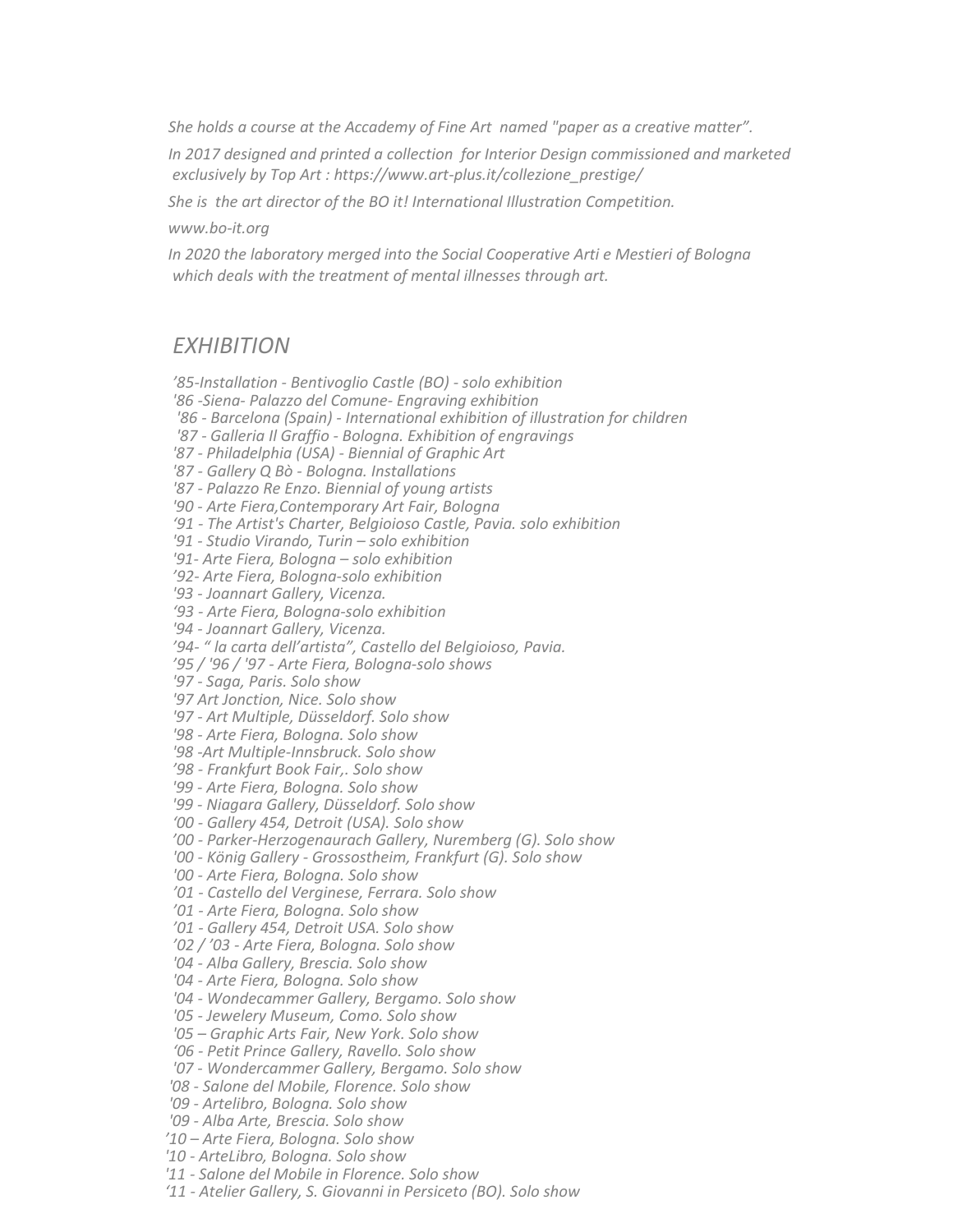*She holds a course at the Accademy of Fine Art named "paper as a creative matter".*

*In 2017 designed and printed a collection for Interior Design commissioned and marketed exclusively by Top Art : https://www.art-plus.it/collezione_prestige/*

*She is the art director of the BO it! International Illustration Competition.*

*www.bo-it.org*

*In 2020 the laboratory merged into the Social Cooperative Arti e Mestieri of Bologna which deals with the treatment of mental illnesses through art.*

## *EXHIBITION*

*'85-Installation - Bentivoglio Castle (BO) - solo exhibition*
*'86 -Siena- Palazzo del Comune- Engraving exhibition*
*'86 - Barcelona (Spain) - International exhibition of illustration for children*
*'87 - Galleria Il Graffio - Bologna. Exhibition of engravings*
*'87 - Philadelphia (USA) - Biennial of Graphic Art*
*'87 - Gallery Q Bò - Bologna. Installations*
*'87 - Palazzo Re Enzo. Biennial of young artists*
*'90 - Arte Fiera,Contemporary Art Fair, Bologna*
*'91 - The Artist's Charter, Belgioioso Castle, Pavia. solo exhibition*
*'91 - Studio Virando, Turin – solo exhibition*
*'91- Arte Fiera, Bologna – solo exhibition*
*'92- Arte Fiera, Bologna-solo exhibition*
*'93 - Joannart Gallery, Vicenza.*
*'93 - Arte Fiera, Bologna-solo exhibition*
*'94 - Joannart Gallery, Vicenza.*
*'94- " la carta dell'artista", Castello del Belgioioso, Pavia.*
*'95 / '96 / '97 - Arte Fiera, Bologna-solo shows*
*'97 - Saga, Paris. Solo show*
*'97 Art Jonction, Nice. Solo show*
*'97 - Art Multiple, Düsseldorf. Solo show*
*'98 - Arte Fiera, Bologna. Solo show*
*'98 -Art Multiple-Innsbruck. Solo show*
*'98 - Frankfurt Book Fair,. Solo show*
*'99 - Arte Fiera, Bologna. Solo show*
*'99 - Niagara Gallery, Düsseldorf. Solo show*
*'00 - Gallery 454, Detroit (USA). Solo show*
*'00 - Parker-Herzogenaurach Gallery, Nuremberg (G). Solo show*
*'00 - König Gallery - Grossostheim, Frankfurt (G). Solo show*
*'00 - Arte Fiera, Bologna. Solo show*
*'01 - Castello del Verginese, Ferrara. Solo show*
*'01 - Arte Fiera, Bologna. Solo show*
*'01 - Gallery 454, Detroit USA. Solo show*
*'02 / '03 - Arte Fiera, Bologna. Solo show*
*'04 - Alba Gallery, Brescia. Solo show*
*'04 - Arte Fiera, Bologna. Solo show*
*'04 - Wondecammer Gallery, Bergamo. Solo show*
*'05 - Jewelery Museum, Como. Solo show*
*'05 – Graphic Arts Fair, New York. Solo show*
*'06 - Petit Prince Gallery, Ravello. Solo show*
*'07 - Wondercammer Gallery, Bergamo. Solo show*
*'08 - Salone del Mobile, Florence. Solo show*
*'09 - Artelibro, Bologna. Solo show*
*'09 - Alba Arte, Brescia. Solo show*
*'10 – Arte Fiera, Bologna. Solo show*
*'10 - ArteLibro, Bologna. Solo show*
*'11 - Salone del Mobile in Florence. Solo show*
*'11 - Atelier Gallery, S. Giovanni in Persiceto (BO). Solo show*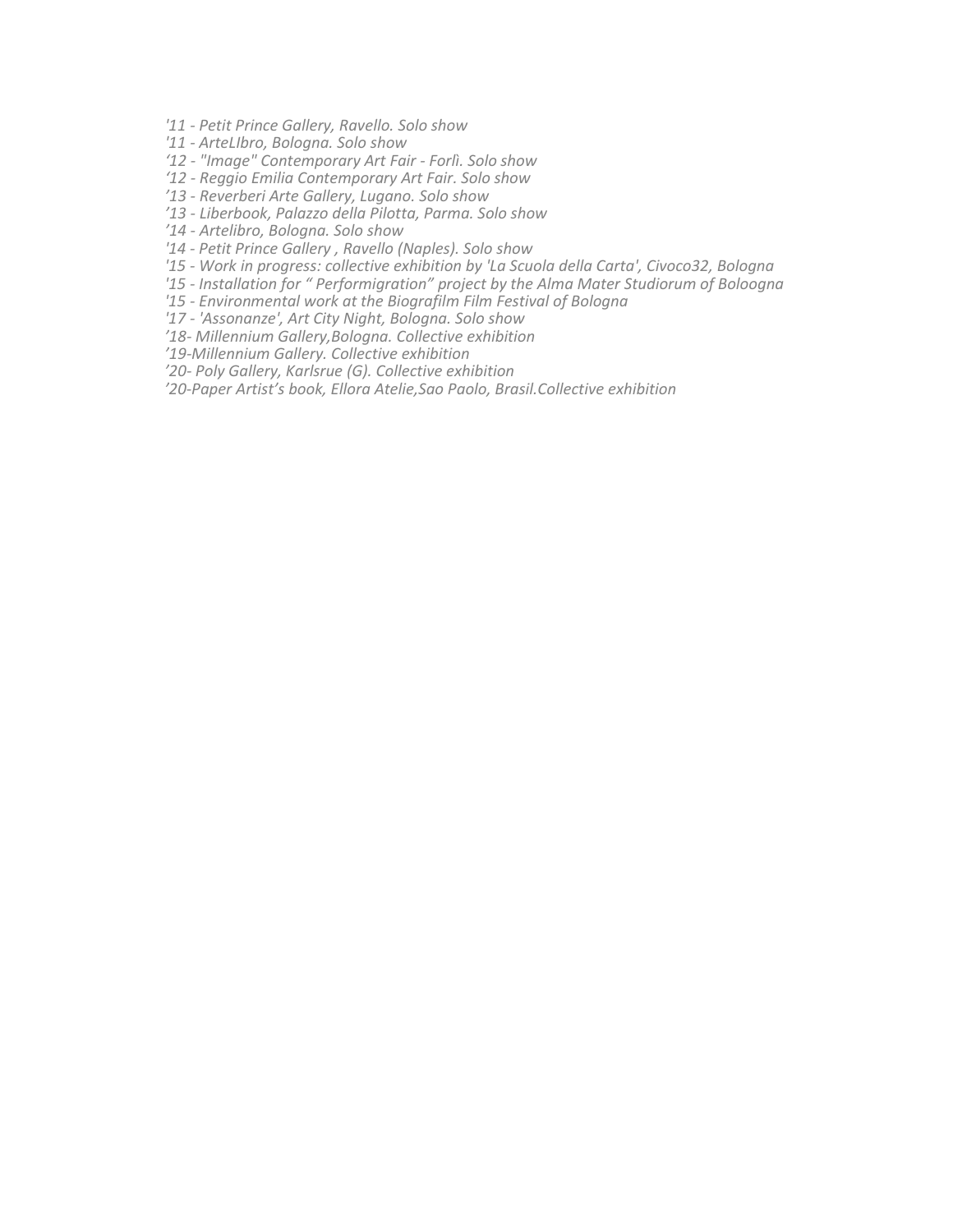*'11 - Petit Prince Gallery, Ravello. Solo show*
*'11 - ArteLIbro, Bologna. Solo show*
*‘12 - "Image" Contemporary Art Fair - Forlì. Solo show*
*‘12 - Reggio Emilia Contemporary Art Fair. Solo show*
*’13 - Reverberi Arte Gallery, Lugano. Solo show*
*’13 - Liberbook, Palazzo della Pilotta, Parma. Solo show*
*’14 - Artelibro, Bologna. Solo show*
*'14 - Petit Prince Gallery , Ravello (Naples). Solo show*
*'15 - Work in progress: collective exhibition by 'La Scuola della Carta', Civoco32, Bologna*
*'15 - Installation for “ Performigration” project by the Alma Mater Studiorum of Boloogna*
*'15 - Environmental work at the Biografilm Film Festival of Bologna*
*'17 - 'Assonanze', Art City Night, Bologna. Solo show*
*’18- Millennium Gallery,Bologna. Collective exhibition*
*’19-Millennium Gallery. Collective exhibition*
*’20- Poly Gallery, Karlsrue (G). Collective exhibition*
*’20-Paper Artist’s book, Ellora Atelie,Sao Paolo, Brasil.Collective exhibition*